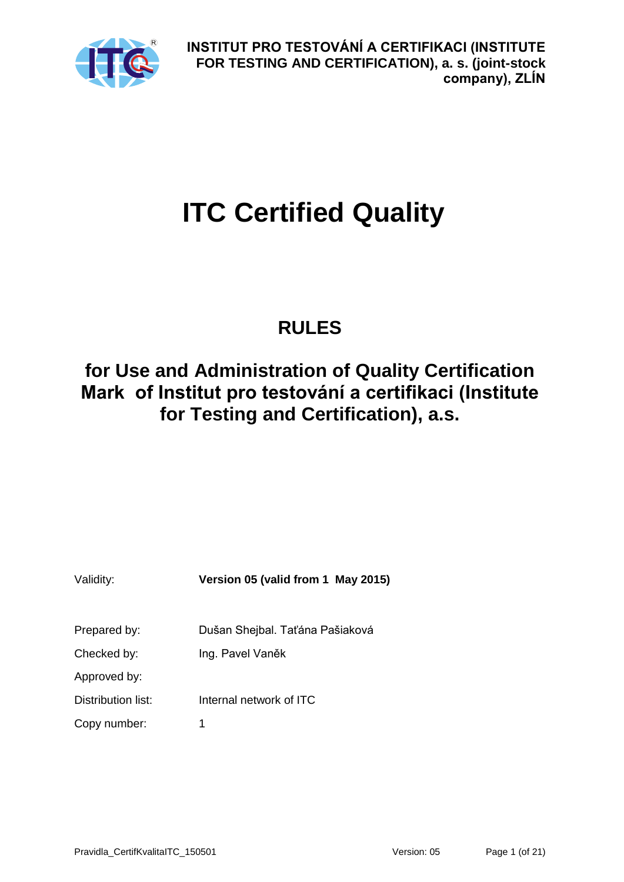**INSTITUT PRO TESTOVÁNÍ A CERTIFIKACI (INSTITUTE FOR TESTING AND CERTIFICATION), a. s. (joint-stock company), ZLÍN**

# ITC Certified Quality

## RULES

## for Use and Administration of Quality Certification Mark of Institut pro testování a certifikaci (Institute for Testing and Certification), a.s.

| | |
|---|---|
| Validity: | **Version 05 (valid from 1 May 2015)** |
| Prepared by: | Dušan Shejbal. Taťána Pašiaková |
| Checked by: | Ing. Pavel Vaněk |
| Approved by: | |
| Distribution list: | Internal network of ITC |
| Copy number: | 1 |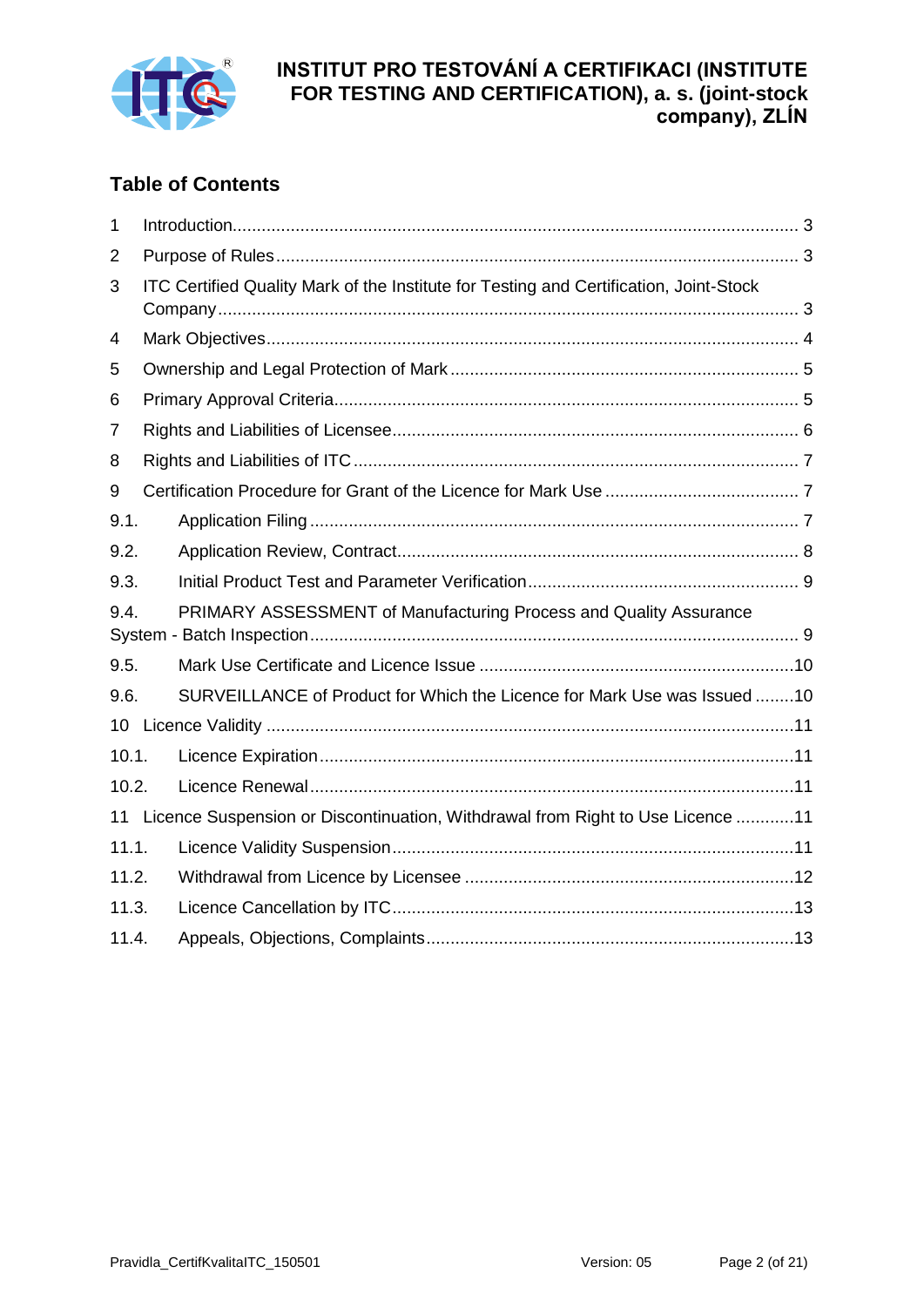## Table of Contents

1 Introduction ..... 3

2 Purpose of Rules ..... 3

3 ITC Certified Quality Mark of the Institute for Testing and Certification, Joint-Stock Company ..... 3

4 Mark Objectives ..... 4

5 Ownership and Legal Protection of Mark ..... 5

6 Primary Approval Criteria ..... 5

7 Rights and Liabilities of Licensee ..... 6

8 Rights and Liabilities of ITC ..... 7

9 Certification Procedure for Grant of the Licence for Mark Use ..... 7

9.1. Application Filing ..... 7

9.2. Application Review, Contract ..... 8

9.3. Initial Product Test and Parameter Verification ..... 9

9.4. PRIMARY ASSESSMENT of Manufacturing Process and Quality Assurance System - Batch Inspection ..... 9

9.5. Mark Use Certificate and Licence Issue ..... 10

9.6. SURVEILLANCE of Product for Which the Licence for Mark Use was Issued ..... 10

10 Licence Validity ..... 11

10.1. Licence Expiration ..... 11

10.2. Licence Renewal ..... 11

11 Licence Suspension or Discontinuation, Withdrawal from Right to Use Licence ..... 11

11.1. Licence Validity Suspension ..... 11

11.2. Withdrawal from Licence by Licensee ..... 12

11.3. Licence Cancellation by ITC ..... 13

11.4. Appeals, Objections, Complaints ..... 13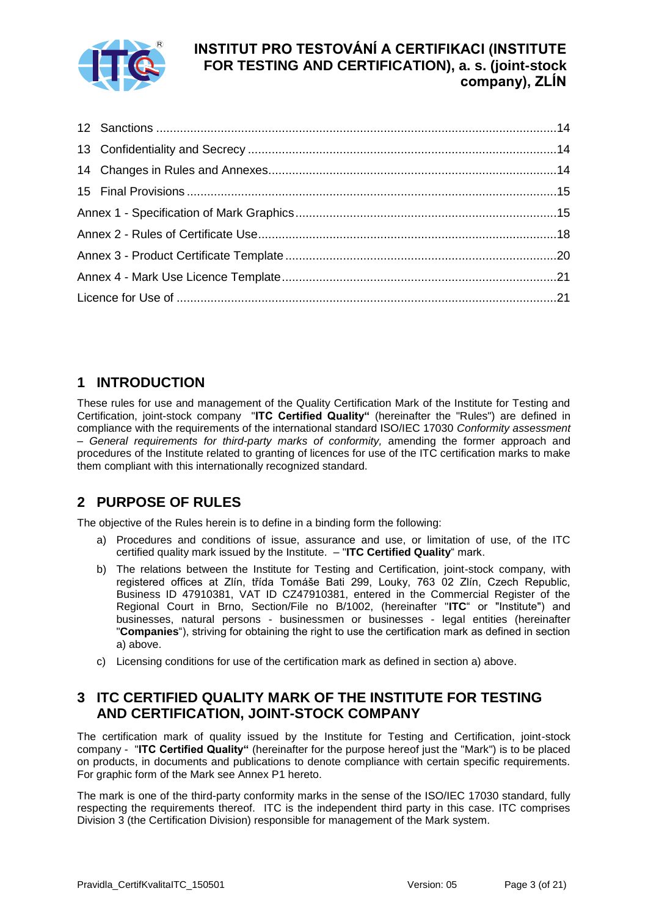12 Sanctions ..................................................................................................................14

13 Confidentiality and Secrecy ........................................................................................14

14 Changes in Rules and Annexes....................................................................................14

15 Final Provisions ...........................................................................................................15

Annex 1 - Specification of Mark Graphics............................................................................15

Annex 2 - Rules of Certificate Use.......................................................................................18

Annex 3 - Product Certificate Template ...............................................................................20

Annex 4 - Mark Use Licence Template ................................................................................21

Licence for Use of ...............................................................................................................21

## 1 INTRODUCTION

These rules for use and management of the Quality Certification Mark of the Institute for Testing and Certification, joint-stock company "**ITC Certified Quality"** (hereinafter the "Rules") are defined in compliance with the requirements of the international standard ISO/IEC 17030 *Conformity assessment – General requirements for third-party marks of conformity,* amending the former approach and procedures of the Institute related to granting of licences for use of the ITC certification marks to make them compliant with this internationally recognized standard.

## 2 PURPOSE OF RULES

The objective of the Rules herein is to define in a binding form the following:

a) Procedures and conditions of issue, assurance and use, or limitation of use, of the ITC certified quality mark issued by the Institute. – "**ITC Certified Quality**" mark.

b) The relations between the Institute for Testing and Certification, joint-stock company, with registered offices at Zlín, třída Tomáše Bati 299, Louky, 763 02 Zlín, Czech Republic, Business ID 47910381, VAT ID CZ47910381, entered in the Commercial Register of the Regional Court in Brno, Section/File no B/1002, (hereinafter "**ITC**" or "Institute") and businesses, natural persons - businessmen or businesses - legal entities (hereinafter "**Companies**"), striving for obtaining the right to use the certification mark as defined in section a) above.

c) Licensing conditions for use of the certification mark as defined in section a) above.

## 3 ITC CERTIFIED QUALITY MARK OF THE INSTITUTE FOR TESTING AND CERTIFICATION, JOINT-STOCK COMPANY

The certification mark of quality issued by the Institute for Testing and Certification, joint-stock company - "**ITC Certified Quality"** (hereinafter for the purpose hereof just the "Mark") is to be placed on products, in documents and publications to denote compliance with certain specific requirements. For graphic form of the Mark see Annex P1 hereto.

The mark is one of the third-party conformity marks in the sense of the ISO/IEC 17030 standard, fully respecting the requirements thereof. ITC is the independent third party in this case. ITC comprises Division 3 (the Certification Division) responsible for management of the Mark system.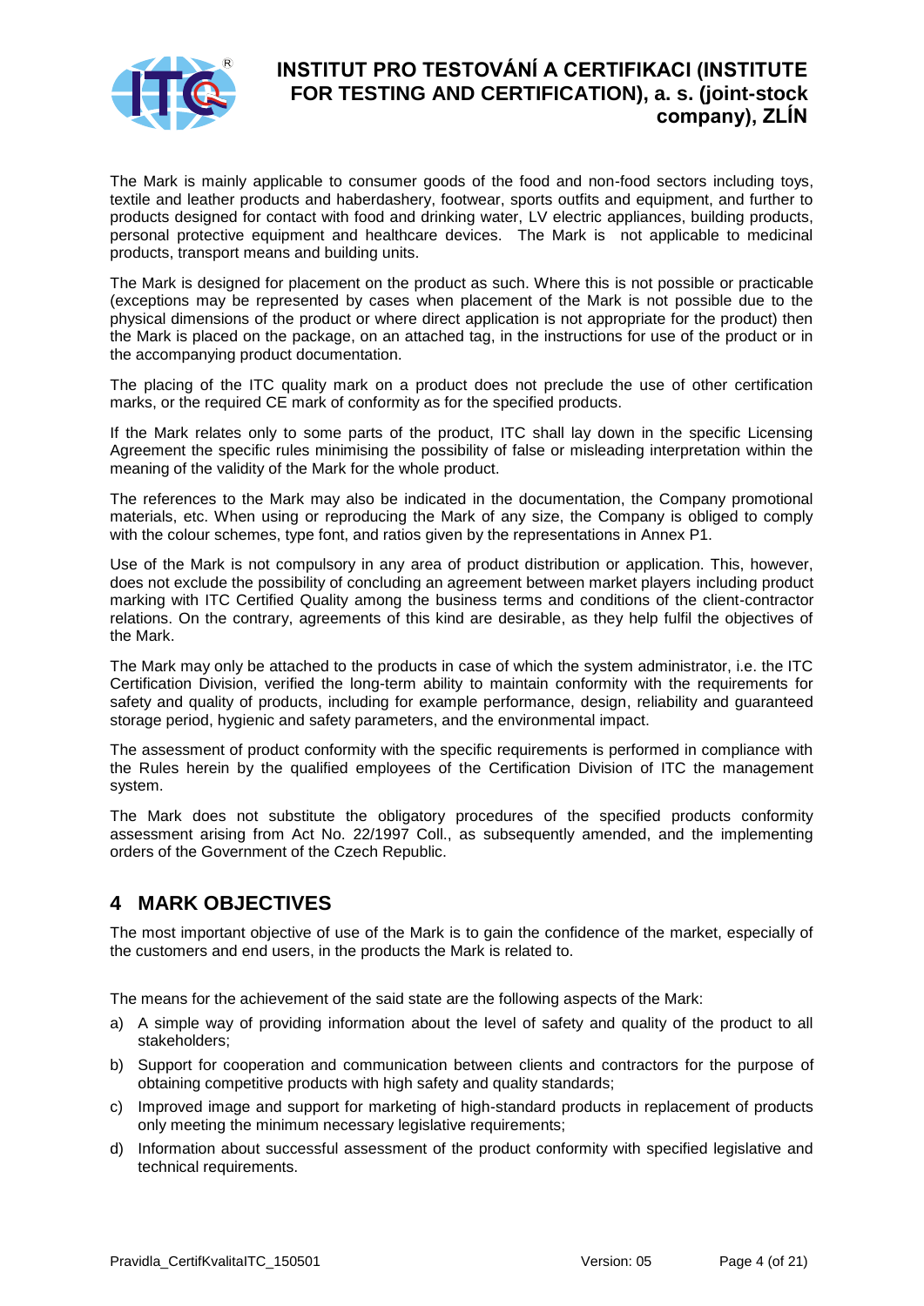The Mark is mainly applicable to consumer goods of the food and non-food sectors including toys, textile and leather products and haberdashery, footwear, sports outfits and equipment, and further to products designed for contact with food and drinking water, LV electric appliances, building products, personal protective equipment and healthcare devices. The Mark is not applicable to medicinal products, transport means and building units.

The Mark is designed for placement on the product as such. Where this is not possible or practicable (exceptions may be represented by cases when placement of the Mark is not possible due to the physical dimensions of the product or where direct application is not appropriate for the product) then the Mark is placed on the package, on an attached tag, in the instructions for use of the product or in the accompanying product documentation.

The placing of the ITC quality mark on a product does not preclude the use of other certification marks, or the required CE mark of conformity as for the specified products.

If the Mark relates only to some parts of the product, ITC shall lay down in the specific Licensing Agreement the specific rules minimising the possibility of false or misleading interpretation within the meaning of the validity of the Mark for the whole product.

The references to the Mark may also be indicated in the documentation, the Company promotional materials, etc. When using or reproducing the Mark of any size, the Company is obliged to comply with the colour schemes, type font, and ratios given by the representations in Annex P1.

Use of the Mark is not compulsory in any area of product distribution or application. This, however, does not exclude the possibility of concluding an agreement between market players including product marking with ITC Certified Quality among the business terms and conditions of the client-contractor relations. On the contrary, agreements of this kind are desirable, as they help fulfil the objectives of the Mark.

The Mark may only be attached to the products in case of which the system administrator, i.e. the ITC Certification Division, verified the long-term ability to maintain conformity with the requirements for safety and quality of products, including for example performance, design, reliability and guaranteed storage period, hygienic and safety parameters, and the environmental impact.

The assessment of product conformity with the specific requirements is performed in compliance with the Rules herein by the qualified employees of the Certification Division of ITC the management system.

The Mark does not substitute the obligatory procedures of the specified products conformity assessment arising from Act No. 22/1997 Coll., as subsequently amended, and the implementing orders of the Government of the Czech Republic.

## 4 MARK OBJECTIVES

The most important objective of use of the Mark is to gain the confidence of the market, especially of the customers and end users, in the products the Mark is related to.

The means for the achievement of the said state are the following aspects of the Mark:

a) A simple way of providing information about the level of safety and quality of the product to all stakeholders;
b) Support for cooperation and communication between clients and contractors for the purpose of obtaining competitive products with high safety and quality standards;
c) Improved image and support for marketing of high-standard products in replacement of products only meeting the minimum necessary legislative requirements;
d) Information about successful assessment of the product conformity with specified legislative and technical requirements.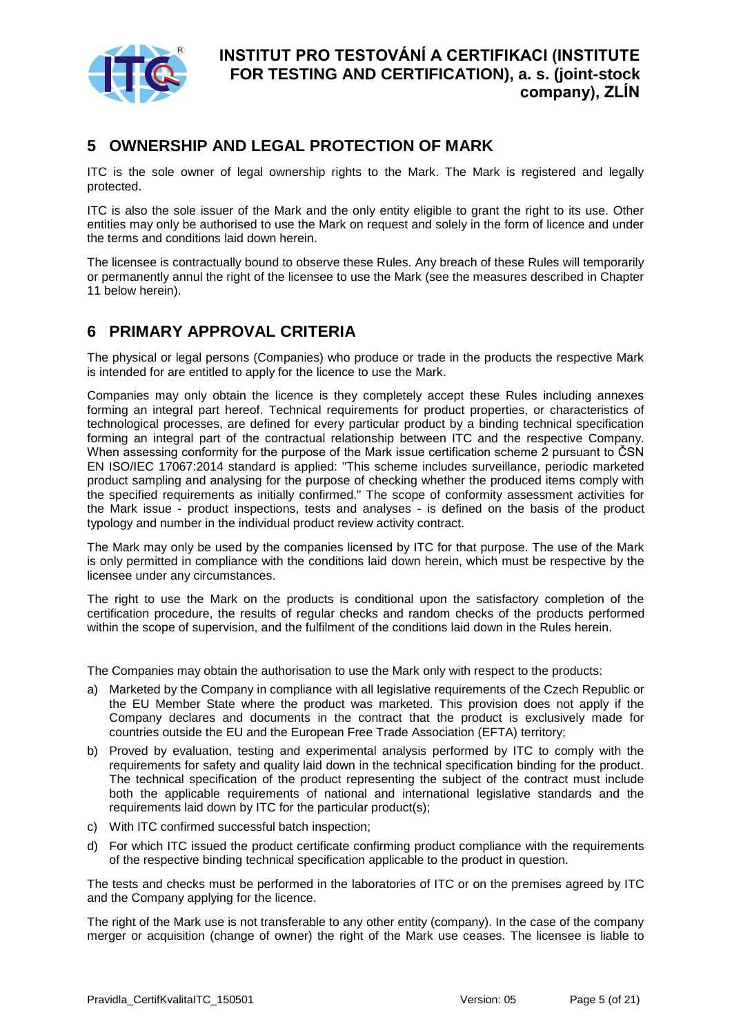## 5 OWNERSHIP AND LEGAL PROTECTION OF MARK

ITC is the sole owner of legal ownership rights to the Mark. The Mark is registered and legally protected.

ITC is also the sole issuer of the Mark and the only entity eligible to grant the right to its use. Other entities may only be authorised to use the Mark on request and solely in the form of licence and under the terms and conditions laid down herein.

The licensee is contractually bound to observe these Rules. Any breach of these Rules will temporarily or permanently annul the right of the licensee to use the Mark (see the measures described in Chapter 11 below herein).

## 6 PRIMARY APPROVAL CRITERIA

The physical or legal persons (Companies) who produce or trade in the products the respective Mark is intended for are entitled to apply for the licence to use the Mark.

Companies may only obtain the licence is they completely accept these Rules including annexes forming an integral part hereof. Technical requirements for product properties, or characteristics of technological processes, are defined for every particular product by a binding technical specification forming an integral part of the contractual relationship between ITC and the respective Company. When assessing conformity for the purpose of the Mark issue certification scheme 2 pursuant to ČSN EN ISO/IEC 17067:2014 standard is applied: "This scheme includes surveillance, periodic marketed product sampling and analysing for the purpose of checking whether the produced items comply with the specified requirements as initially confirmed." The scope of conformity assessment activities for the Mark issue - product inspections, tests and analyses - is defined on the basis of the product typology and number in the individual product review activity contract.

The Mark may only be used by the companies licensed by ITC for that purpose. The use of the Mark is only permitted in compliance with the conditions laid down herein, which must be respective by the licensee under any circumstances.

The right to use the Mark on the products is conditional upon the satisfactory completion of the certification procedure, the results of regular checks and random checks of the products performed within the scope of supervision, and the fulfilment of the conditions laid down in the Rules herein.

The Companies may obtain the authorisation to use the Mark only with respect to the products:

a) Marketed by the Company in compliance with all legislative requirements of the Czech Republic or the EU Member State where the product was marketed. This provision does not apply if the Company declares and documents in the contract that the product is exclusively made for countries outside the EU and the European Free Trade Association (EFTA) territory;
b) Proved by evaluation, testing and experimental analysis performed by ITC to comply with the requirements for safety and quality laid down in the technical specification binding for the product. The technical specification of the product representing the subject of the contract must include both the applicable requirements of national and international legislative standards and the requirements laid down by ITC for the particular product(s);
c) With ITC confirmed successful batch inspection;
d) For which ITC issued the product certificate confirming product compliance with the requirements of the respective binding technical specification applicable to the product in question.

The tests and checks must be performed in the laboratories of ITC or on the premises agreed by ITC and the Company applying for the licence.

The right of the Mark use is not transferable to any other entity (company). In the case of the company merger or acquisition (change of owner) the right of the Mark use ceases. The licensee is liable to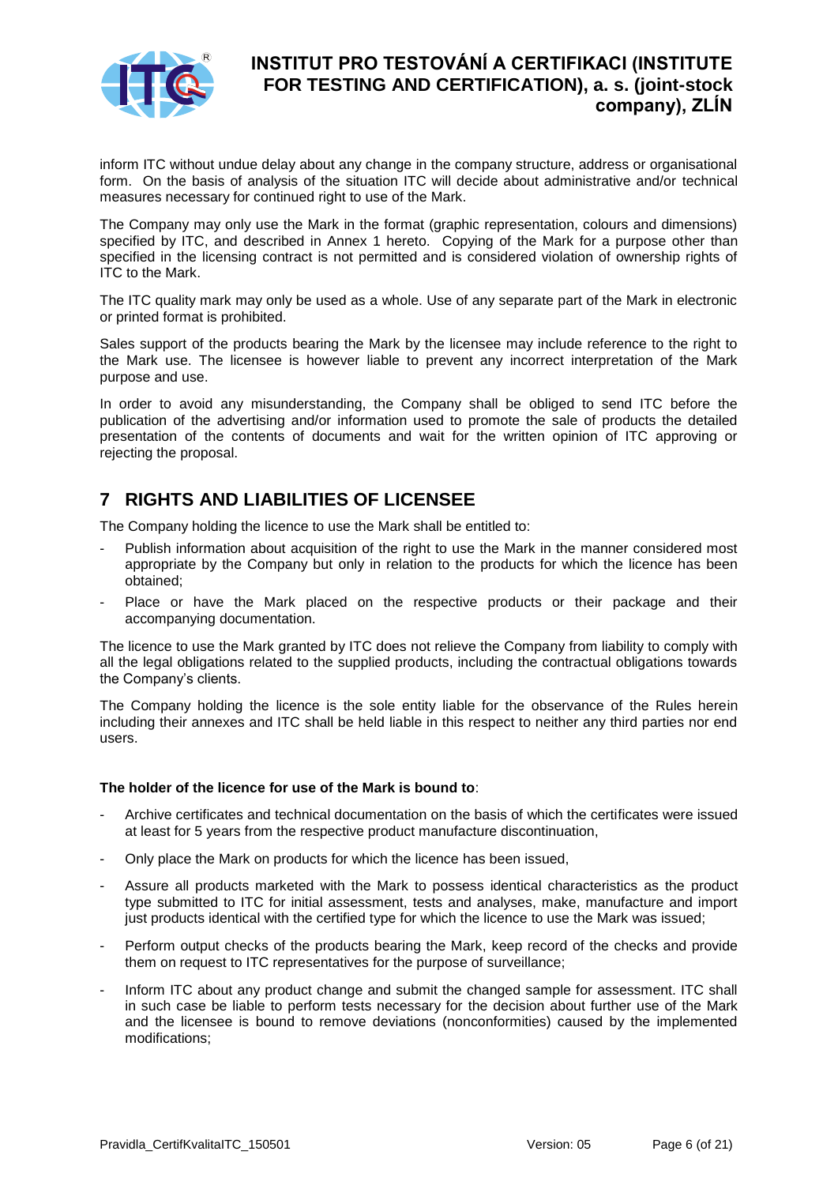inform ITC without undue delay about any change in the company structure, address or organisational form. On the basis of analysis of the situation ITC will decide about administrative and/or technical measures necessary for continued right to use of the Mark.

The Company may only use the Mark in the format (graphic representation, colours and dimensions) specified by ITC, and described in Annex 1 hereto. Copying of the Mark for a purpose other than specified in the licensing contract is not permitted and is considered violation of ownership rights of ITC to the Mark.

The ITC quality mark may only be used as a whole. Use of any separate part of the Mark in electronic or printed format is prohibited.

Sales support of the products bearing the Mark by the licensee may include reference to the right to the Mark use. The licensee is however liable to prevent any incorrect interpretation of the Mark purpose and use.

In order to avoid any misunderstanding, the Company shall be obliged to send ITC before the publication of the advertising and/or information used to promote the sale of products the detailed presentation of the contents of documents and wait for the written opinion of ITC approving or rejecting the proposal.

## 7 RIGHTS AND LIABILITIES OF LICENSEE

The Company holding the licence to use the Mark shall be entitled to:

- Publish information about acquisition of the right to use the Mark in the manner considered most appropriate by the Company but only in relation to the products for which the licence has been obtained;
- Place or have the Mark placed on the respective products or their package and their accompanying documentation.

The licence to use the Mark granted by ITC does not relieve the Company from liability to comply with all the legal obligations related to the supplied products, including the contractual obligations towards the Company's clients.

The Company holding the licence is the sole entity liable for the observance of the Rules herein including their annexes and ITC shall be held liable in this respect to neither any third parties nor end users.

**The holder of the licence for use of the Mark is bound to**:

- Archive certificates and technical documentation on the basis of which the certificates were issued at least for 5 years from the respective product manufacture discontinuation,
- Only place the Mark on products for which the licence has been issued,
- Assure all products marketed with the Mark to possess identical characteristics as the product type submitted to ITC for initial assessment, tests and analyses, make, manufacture and import just products identical with the certified type for which the licence to use the Mark was issued;
- Perform output checks of the products bearing the Mark, keep record of the checks and provide them on request to ITC representatives for the purpose of surveillance;
- Inform ITC about any product change and submit the changed sample for assessment. ITC shall in such case be liable to perform tests necessary for the decision about further use of the Mark and the licensee is bound to remove deviations (nonconformities) caused by the implemented modifications;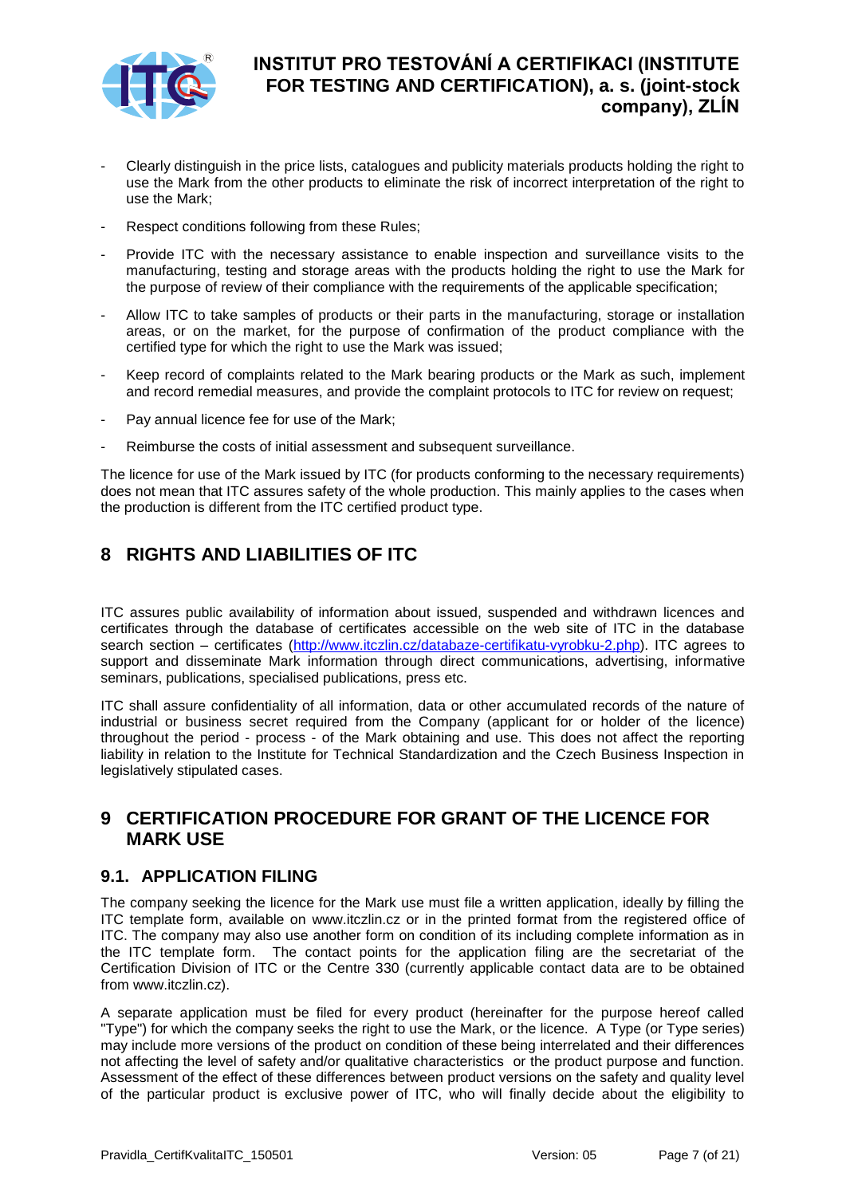- Clearly distinguish in the price lists, catalogues and publicity materials products holding the right to use the Mark from the other products to eliminate the risk of incorrect interpretation of the right to use the Mark;
- Respect conditions following from these Rules;
- Provide ITC with the necessary assistance to enable inspection and surveillance visits to the manufacturing, testing and storage areas with the products holding the right to use the Mark for the purpose of review of their compliance with the requirements of the applicable specification;
- Allow ITC to take samples of products or their parts in the manufacturing, storage or installation areas, or on the market, for the purpose of confirmation of the product compliance with the certified type for which the right to use the Mark was issued;
- Keep record of complaints related to the Mark bearing products or the Mark as such, implement and record remedial measures, and provide the complaint protocols to ITC for review on request;
- Pay annual licence fee for use of the Mark;
- Reimburse the costs of initial assessment and subsequent surveillance.

The licence for use of the Mark issued by ITC (for products conforming to the necessary requirements) does not mean that ITC assures safety of the whole production. This mainly applies to the cases when the production is different from the ITC certified product type.

# 8 RIGHTS AND LIABILITIES OF ITC

ITC assures public availability of information about issued, suspended and withdrawn licences and certificates through the database of certificates accessible on the web site of ITC in the database search section – certificates (http://www.itczlin.cz/databaze-certifikatu-vyrobku-2.php). ITC agrees to support and disseminate Mark information through direct communications, advertising, informative seminars, publications, specialised publications, press etc.

ITC shall assure confidentiality of all information, data or other accumulated records of the nature of industrial or business secret required from the Company (applicant for or holder of the licence) throughout the period - process - of the Mark obtaining and use. This does not affect the reporting liability in relation to the Institute for Technical Standardization and the Czech Business Inspection in legislatively stipulated cases.

# 9 CERTIFICATION PROCEDURE FOR GRANT OF THE LICENCE FOR MARK USE

## 9.1. APPLICATION FILING

The company seeking the licence for the Mark use must file a written application, ideally by filling the ITC template form, available on www.itczlin.cz or in the printed format from the registered office of ITC. The company may also use another form on condition of its including complete information as in the ITC template form. The contact points for the application filing are the secretariat of the Certification Division of ITC or the Centre 330 (currently applicable contact data are to be obtained from www.itczlin.cz).

A separate application must be filed for every product (hereinafter for the purpose hereof called "Type") for which the company seeks the right to use the Mark, or the licence. A Type (or Type series) may include more versions of the product on condition of these being interrelated and their differences not affecting the level of safety and/or qualitative characteristics or the product purpose and function. Assessment of the effect of these differences between product versions on the safety and quality level of the particular product is exclusive power of ITC, who will finally decide about the eligibility to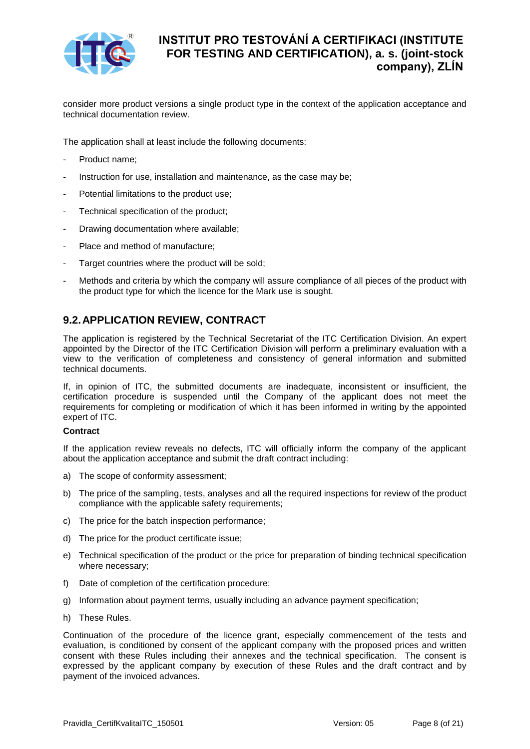consider more product versions a single product type in the context of the application acceptance and technical documentation review.

The application shall at least include the following documents:

- Product name;
- Instruction for use, installation and maintenance, as the case may be;
- Potential limitations to the product use;
- Technical specification of the product;
- Drawing documentation where available;
- Place and method of manufacture;
- Target countries where the product will be sold;
- Methods and criteria by which the company will assure compliance of all pieces of the product with the product type for which the licence for the Mark use is sought.

## 9.2. APPLICATION REVIEW, CONTRACT

The application is registered by the Technical Secretariat of the ITC Certification Division. An expert appointed by the Director of the ITC Certification Division will perform a preliminary evaluation with a view to the verification of completeness and consistency of general information and submitted technical documents.

If, in opinion of ITC, the submitted documents are inadequate, inconsistent or insufficient, the certification procedure is suspended until the Company of the applicant does not meet the requirements for completing or modification of which it has been informed in writing by the appointed expert of ITC.

**Contract**

If the application review reveals no defects, ITC will officially inform the company of the applicant about the application acceptance and submit the draft contract including:

a) The scope of conformity assessment;
b) The price of the sampling, tests, analyses and all the required inspections for review of the product compliance with the applicable safety requirements;
c) The price for the batch inspection performance;
d) The price for the product certificate issue;
e) Technical specification of the product or the price for preparation of binding technical specification where necessary;
f) Date of completion of the certification procedure;
g) Information about payment terms, usually including an advance payment specification;
h) These Rules.

Continuation of the procedure of the licence grant, especially commencement of the tests and evaluation, is conditioned by consent of the applicant company with the proposed prices and written consent with these Rules including their annexes and the technical specification. The consent is expressed by the applicant company by execution of these Rules and the draft contract and by payment of the invoiced advances.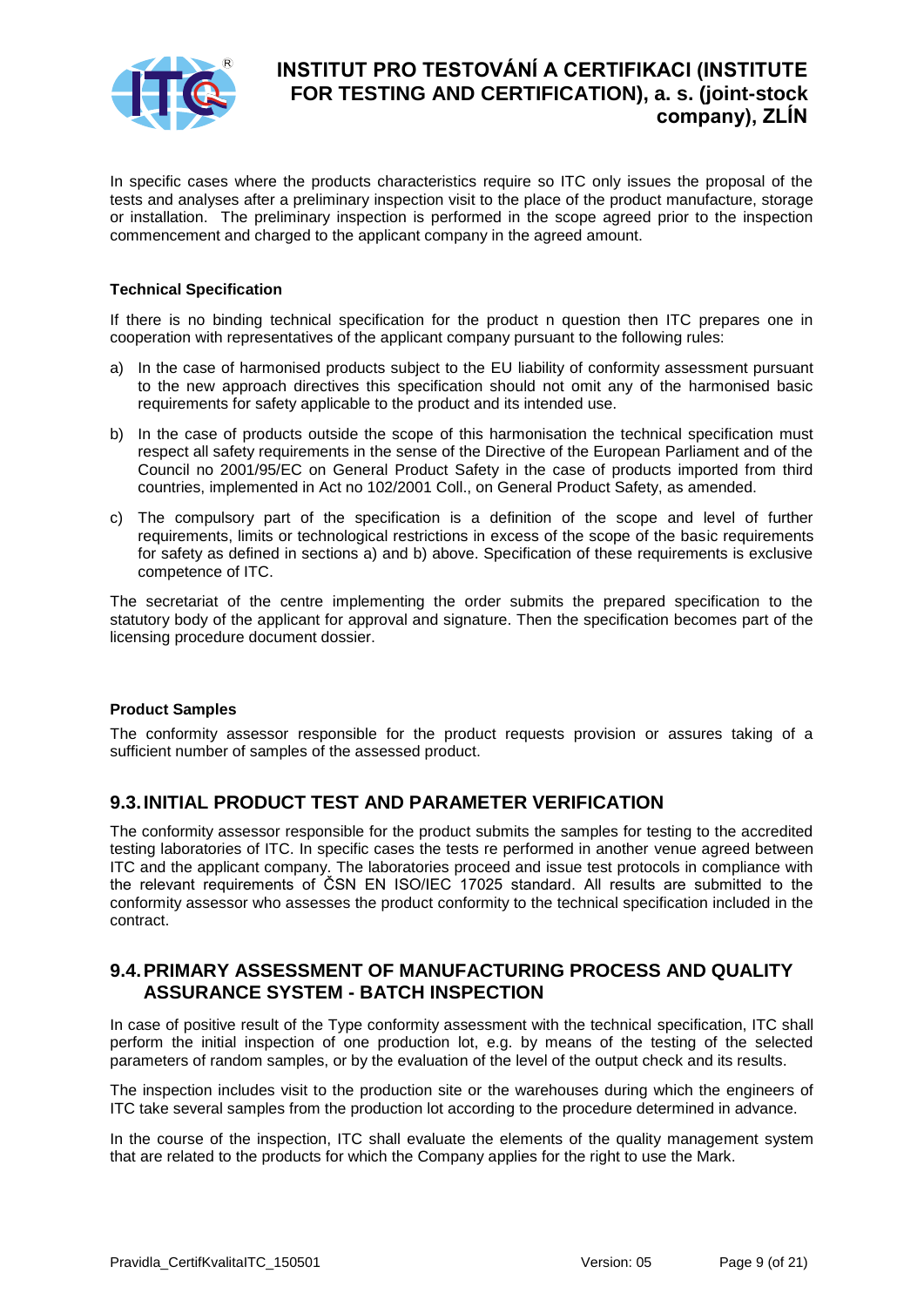In specific cases where the products characteristics require so ITC only issues the proposal of the tests and analyses after a preliminary inspection visit to the place of the product manufacture, storage or installation. The preliminary inspection is performed in the scope agreed prior to the inspection commencement and charged to the applicant company in the agreed amount.

**Technical Specification**

If there is no binding technical specification for the product n question then ITC prepares one in cooperation with representatives of the applicant company pursuant to the following rules:

a) In the case of harmonised products subject to the EU liability of conformity assessment pursuant to the new approach directives this specification should not omit any of the harmonised basic requirements for safety applicable to the product and its intended use.

b) In the case of products outside the scope of this harmonisation the technical specification must respect all safety requirements in the sense of the Directive of the European Parliament and of the Council no 2001/95/EC on General Product Safety in the case of products imported from third countries, implemented in Act no 102/2001 Coll., on General Product Safety, as amended.

c) The compulsory part of the specification is a definition of the scope and level of further requirements, limits or technological restrictions in excess of the scope of the basic requirements for safety as defined in sections a) and b) above. Specification of these requirements is exclusive competence of ITC.

The secretariat of the centre implementing the order submits the prepared specification to the statutory body of the applicant for approval and signature. Then the specification becomes part of the licensing procedure document dossier.

**Product Samples**

The conformity assessor responsible for the product requests provision or assures taking of a sufficient number of samples of the assessed product.

## 9.3. INITIAL PRODUCT TEST AND PARAMETER VERIFICATION

The conformity assessor responsible for the product submits the samples for testing to the accredited testing laboratories of ITC. In specific cases the tests re performed in another venue agreed between ITC and the applicant company. The laboratories proceed and issue test protocols in compliance with the relevant requirements of ČSN EN ISO/IEC 17025 standard. All results are submitted to the conformity assessor who assesses the product conformity to the technical specification included in the contract.

## 9.4. PRIMARY ASSESSMENT OF MANUFACTURING PROCESS AND QUALITY ASSURANCE SYSTEM - BATCH INSPECTION

In case of positive result of the Type conformity assessment with the technical specification, ITC shall perform the initial inspection of one production lot, e.g. by means of the testing of the selected parameters of random samples, or by the evaluation of the level of the output check and its results.

The inspection includes visit to the production site or the warehouses during which the engineers of ITC take several samples from the production lot according to the procedure determined in advance.

In the course of the inspection, ITC shall evaluate the elements of the quality management system that are related to the products for which the Company applies for the right to use the Mark.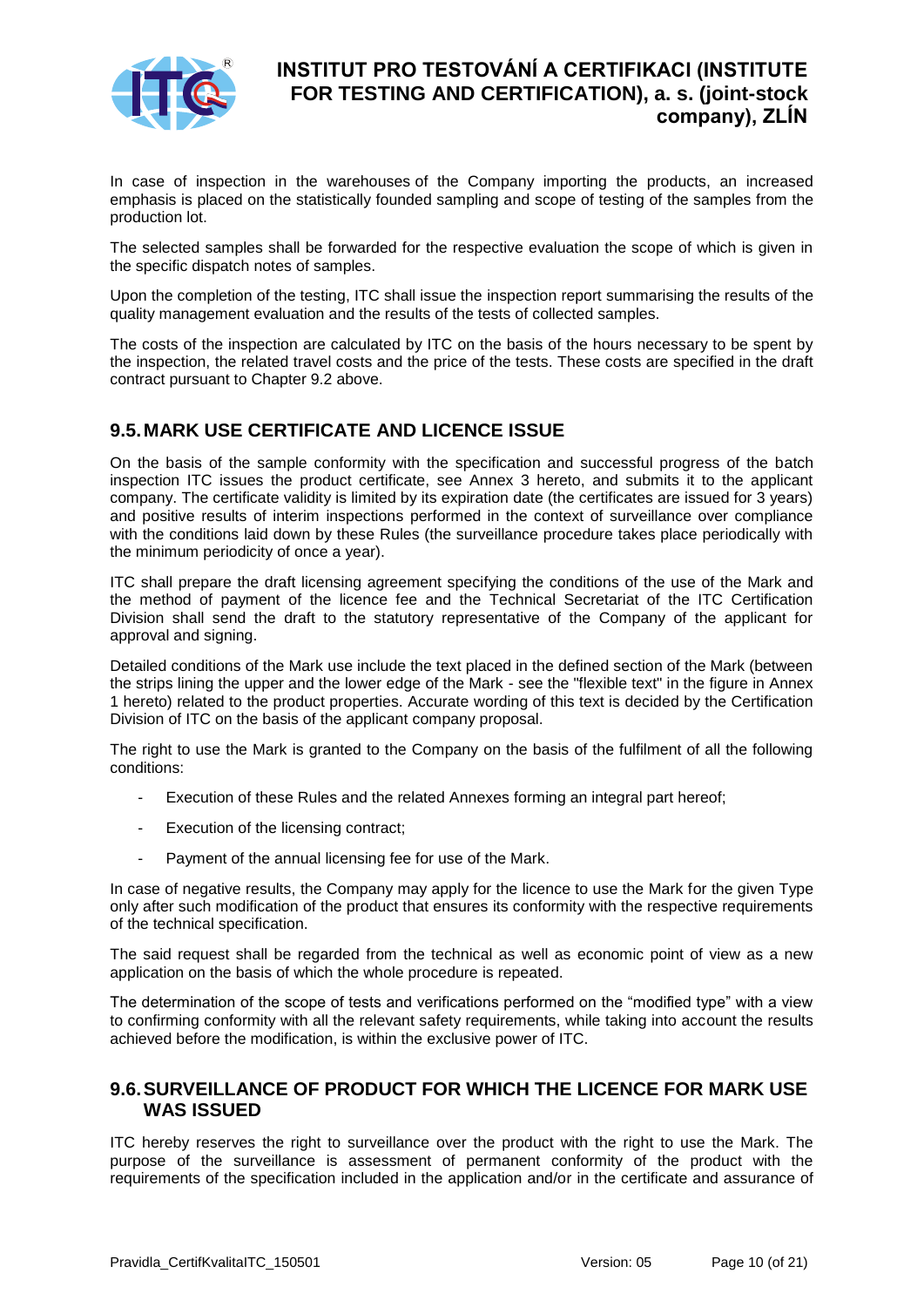In case of inspection in the warehouses of the Company importing the products, an increased emphasis is placed on the statistically founded sampling and scope of testing of the samples from the production lot.

The selected samples shall be forwarded for the respective evaluation the scope of which is given in the specific dispatch notes of samples.

Upon the completion of the testing, ITC shall issue the inspection report summarising the results of the quality management evaluation and the results of the tests of collected samples.

The costs of the inspection are calculated by ITC on the basis of the hours necessary to be spent by the inspection, the related travel costs and the price of the tests. These costs are specified in the draft contract pursuant to Chapter 9.2 above.

## 9.5. MARK USE CERTIFICATE AND LICENCE ISSUE

On the basis of the sample conformity with the specification and successful progress of the batch inspection ITC issues the product certificate, see Annex 3 hereto, and submits it to the applicant company. The certificate validity is limited by its expiration date (the certificates are issued for 3 years) and positive results of interim inspections performed in the context of surveillance over compliance with the conditions laid down by these Rules (the surveillance procedure takes place periodically with the minimum periodicity of once a year).

ITC shall prepare the draft licensing agreement specifying the conditions of the use of the Mark and the method of payment of the licence fee and the Technical Secretariat of the ITC Certification Division shall send the draft to the statutory representative of the Company of the applicant for approval and signing.

Detailed conditions of the Mark use include the text placed in the defined section of the Mark (between the strips lining the upper and the lower edge of the Mark - see the "flexible text" in the figure in Annex 1 hereto) related to the product properties. Accurate wording of this text is decided by the Certification Division of ITC on the basis of the applicant company proposal.

The right to use the Mark is granted to the Company on the basis of the fulfilment of all the following conditions:

- Execution of these Rules and the related Annexes forming an integral part hereof;
- Execution of the licensing contract;
- Payment of the annual licensing fee for use of the Mark.

In case of negative results, the Company may apply for the licence to use the Mark for the given Type only after such modification of the product that ensures its conformity with the respective requirements of the technical specification.

The said request shall be regarded from the technical as well as economic point of view as a new application on the basis of which the whole procedure is repeated.

The determination of the scope of tests and verifications performed on the "modified type" with a view to confirming conformity with all the relevant safety requirements, while taking into account the results achieved before the modification, is within the exclusive power of ITC.

## 9.6. SURVEILLANCE OF PRODUCT FOR WHICH THE LICENCE FOR MARK USE WAS ISSUED

ITC hereby reserves the right to surveillance over the product with the right to use the Mark. The purpose of the surveillance is assessment of permanent conformity of the product with the requirements of the specification included in the application and/or in the certificate and assurance of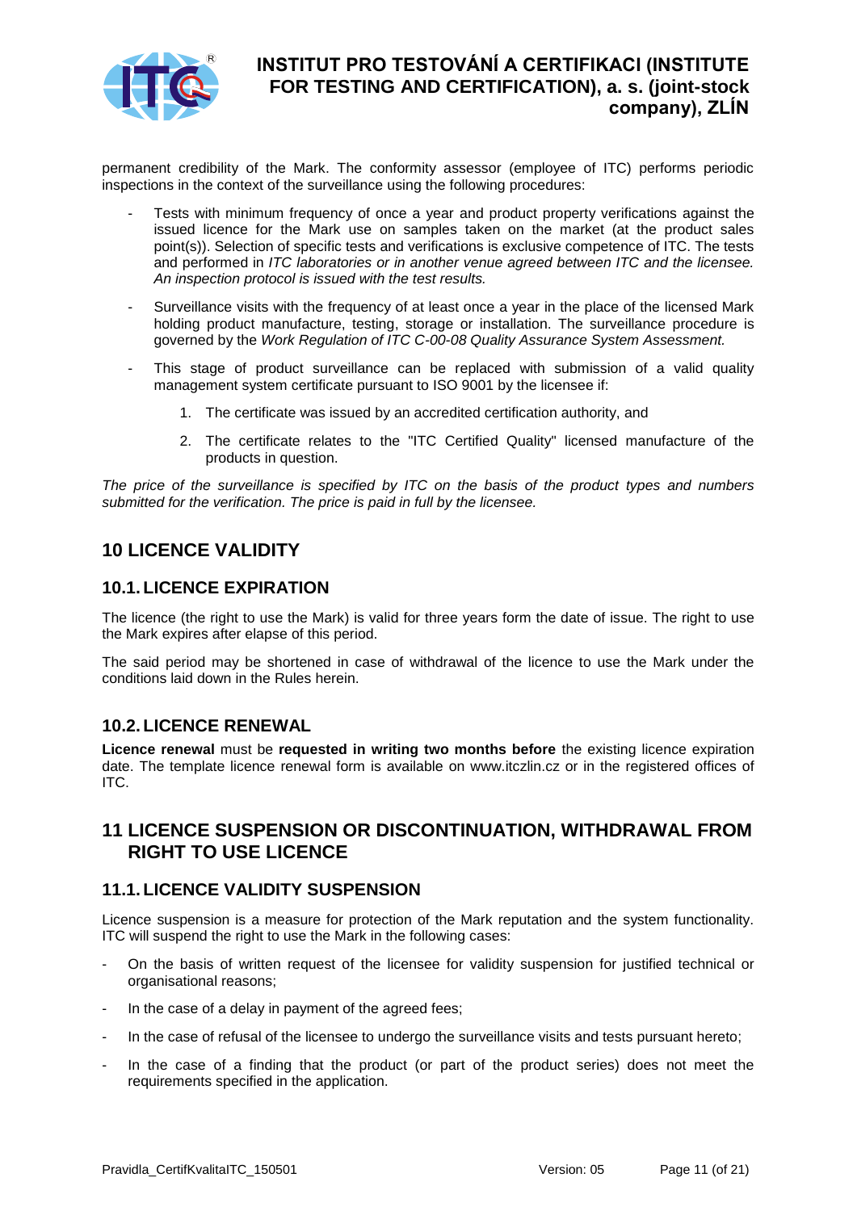permanent credibility of the Mark. The conformity assessor (employee of ITC) performs periodic inspections in the context of the surveillance using the following procedures:

- Tests with minimum frequency of once a year and product property verifications against the issued licence for the Mark use on samples taken on the market (at the product sales point(s)). Selection of specific tests and verifications is exclusive competence of ITC. The tests and performed in *ITC laboratories or in another venue agreed between ITC and the licensee. An inspection protocol is issued with the test results.*
- Surveillance visits with the frequency of at least once a year in the place of the licensed Mark holding product manufacture, testing, storage or installation. The surveillance procedure is governed by the *Work Regulation of ITC C-00-08 Quality Assurance System Assessment.*
- This stage of product surveillance can be replaced with submission of a valid quality management system certificate pursuant to ISO 9001 by the licensee if:
    1. The certificate was issued by an accredited certification authority, and
    2. The certificate relates to the "ITC Certified Quality" licensed manufacture of the products in question.

*The price of the surveillance is specified by ITC on the basis of the product types and numbers submitted for the verification. The price is paid in full by the licensee.*

## 10 LICENCE VALIDITY

### 10.1. LICENCE EXPIRATION

The licence (the right to use the Mark) is valid for three years form the date of issue. The right to use the Mark expires after elapse of this period.

The said period may be shortened in case of withdrawal of the licence to use the Mark under the conditions laid down in the Rules herein.

### 10.2. LICENCE RENEWAL

**Licence renewal** must be **requested in writing two months before** the existing licence expiration date. The template licence renewal form is available on www.itczlin.cz or in the registered offices of ITC.

## 11 LICENCE SUSPENSION OR DISCONTINUATION, WITHDRAWAL FROM RIGHT TO USE LICENCE

### 11.1. LICENCE VALIDITY SUSPENSION

Licence suspension is a measure for protection of the Mark reputation and the system functionality. ITC will suspend the right to use the Mark in the following cases:

- On the basis of written request of the licensee for validity suspension for justified technical or organisational reasons;
- In the case of a delay in payment of the agreed fees;
- In the case of refusal of the licensee to undergo the surveillance visits and tests pursuant hereto;
- In the case of a finding that the product (or part of the product series) does not meet the requirements specified in the application.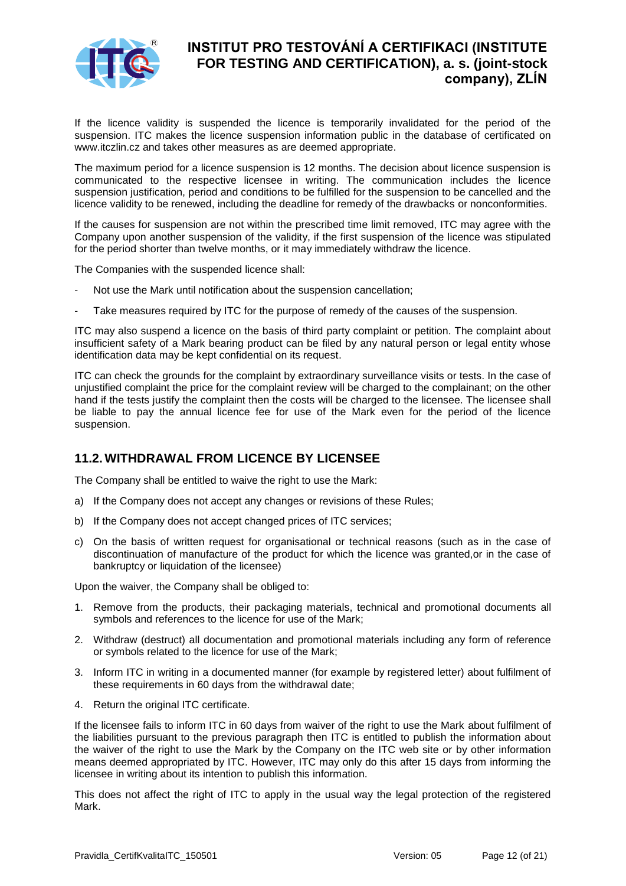If the licence validity is suspended the licence is temporarily invalidated for the period of the suspension. ITC makes the licence suspension information public in the database of certificated on www.itczlin.cz and takes other measures as are deemed appropriate.

The maximum period for a licence suspension is 12 months. The decision about licence suspension is communicated to the respective licensee in writing. The communication includes the licence suspension justification, period and conditions to be fulfilled for the suspension to be cancelled and the licence validity to be renewed, including the deadline for remedy of the drawbacks or nonconformities.

If the causes for suspension are not within the prescribed time limit removed, ITC may agree with the Company upon another suspension of the validity, if the first suspension of the licence was stipulated for the period shorter than twelve months, or it may immediately withdraw the licence.

The Companies with the suspended licence shall:

- Not use the Mark until notification about the suspension cancellation;
- Take measures required by ITC for the purpose of remedy of the causes of the suspension.

ITC may also suspend a licence on the basis of third party complaint or petition. The complaint about insufficient safety of a Mark bearing product can be filed by any natural person or legal entity whose identification data may be kept confidential on its request.

ITC can check the grounds for the complaint by extraordinary surveillance visits or tests. In the case of unjustified complaint the price for the complaint review will be charged to the complainant; on the other hand if the tests justify the complaint then the costs will be charged to the licensee. The licensee shall be liable to pay the annual licence fee for use of the Mark even for the period of the licence suspension.

## 11.2. WITHDRAWAL FROM LICENCE BY LICENSEE

The Company shall be entitled to waive the right to use the Mark:

a) If the Company does not accept any changes or revisions of these Rules;

b) If the Company does not accept changed prices of ITC services;

c) On the basis of written request for organisational or technical reasons (such as in the case of discontinuation of manufacture of the product for which the licence was granted,or in the case of bankruptcy or liquidation of the licensee)

Upon the waiver, the Company shall be obliged to:

1. Remove from the products, their packaging materials, technical and promotional documents all symbols and references to the licence for use of the Mark;
2. Withdraw (destruct) all documentation and promotional materials including any form of reference or symbols related to the licence for use of the Mark;
3. Inform ITC in writing in a documented manner (for example by registered letter) about fulfilment of these requirements in 60 days from the withdrawal date;
4. Return the original ITC certificate.

If the licensee fails to inform ITC in 60 days from waiver of the right to use the Mark about fulfilment of the liabilities pursuant to the previous paragraph then ITC is entitled to publish the information about the waiver of the right to use the Mark by the Company on the ITC web site or by other information means deemed appropriated by ITC. However, ITC may only do this after 15 days from informing the licensee in writing about its intention to publish this information.

This does not affect the right of ITC to apply in the usual way the legal protection of the registered Mark.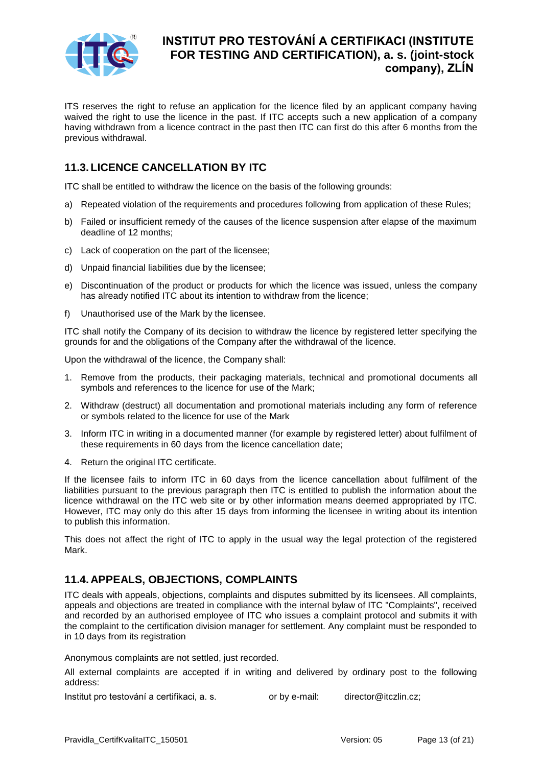ITS reserves the right to refuse an application for the licence filed by an applicant company having waived the right to use the licence in the past. If ITC accepts such a new application of a company having withdrawn from a licence contract in the past then ITC can first do this after 6 months from the previous withdrawal.

## 11.3. LICENCE CANCELLATION BY ITC

ITC shall be entitled to withdraw the licence on the basis of the following grounds:

a) Repeated violation of the requirements and procedures following from application of these Rules;

b) Failed or insufficient remedy of the causes of the licence suspension after elapse of the maximum deadline of 12 months;

c) Lack of cooperation on the part of the licensee;

d) Unpaid financial liabilities due by the licensee;

e) Discontinuation of the product or products for which the licence was issued, unless the company has already notified ITC about its intention to withdraw from the licence;

f) Unauthorised use of the Mark by the licensee.

ITC shall notify the Company of its decision to withdraw the licence by registered letter specifying the grounds for and the obligations of the Company after the withdrawal of the licence.

Upon the withdrawal of the licence, the Company shall:

1. Remove from the products, their packaging materials, technical and promotional documents all symbols and references to the licence for use of the Mark;
2. Withdraw (destruct) all documentation and promotional materials including any form of reference or symbols related to the licence for use of the Mark
3. Inform ITC in writing in a documented manner (for example by registered letter) about fulfilment of these requirements in 60 days from the licence cancellation date;
4. Return the original ITC certificate.

If the licensee fails to inform ITC in 60 days from the licence cancellation about fulfilment of the liabilities pursuant to the previous paragraph then ITC is entitled to publish the information about the licence withdrawal on the ITC web site or by other information means deemed appropriated by ITC. However, ITC may only do this after 15 days from informing the licensee in writing about its intention to publish this information.

This does not affect the right of ITC to apply in the usual way the legal protection of the registered Mark.

## 11.4. APPEALS, OBJECTIONS, COMPLAINTS

ITC deals with appeals, objections, complaints and disputes submitted by its licensees. All complaints, appeals and objections are treated in compliance with the internal bylaw of ITC "Complaints", received and recorded by an authorised employee of ITC who issues a complaint protocol and submits it with the complaint to the certification division manager for settlement. Any complaint must be responded to in 10 days from its registration

Anonymous complaints are not settled, just recorded.

All external complaints are accepted if in writing and delivered by ordinary post to the following address:

Institut pro testování a certifikaci, a. s. or by e-mail: director@itczlin.cz;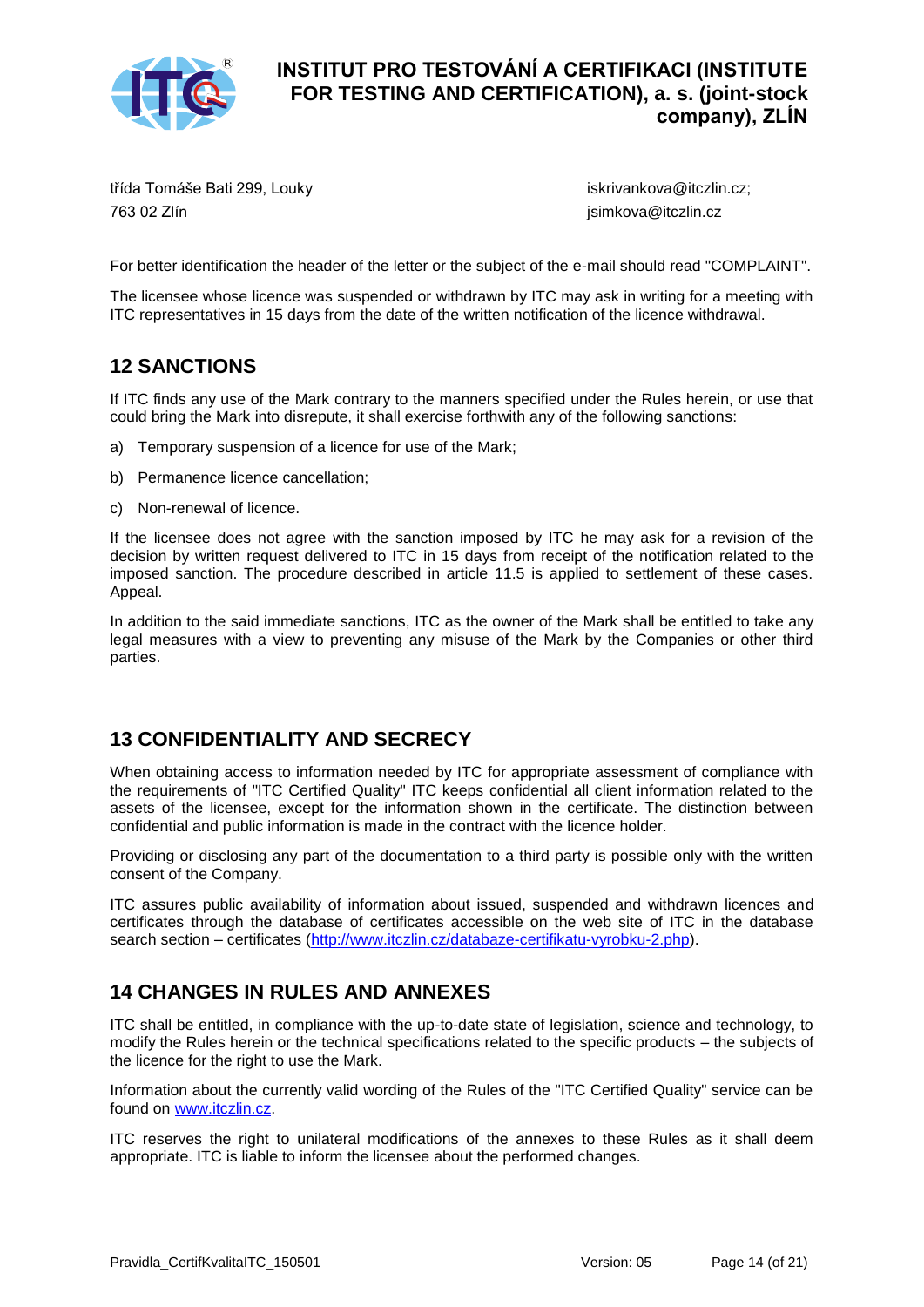třída Tomáše Bati 299, Louky
763 02 Zlín

iskrivankova@itczlin.cz;
jsimkova@itczlin.cz

For better identification the header of the letter or the subject of the e-mail should read "COMPLAINT".

The licensee whose licence was suspended or withdrawn by ITC may ask in writing for a meeting with ITC representatives in 15 days from the date of the written notification of the licence withdrawal.

## 12 SANCTIONS

If ITC finds any use of the Mark contrary to the manners specified under the Rules herein, or use that could bring the Mark into disrepute, it shall exercise forthwith any of the following sanctions:

a) Temporary suspension of a licence for use of the Mark;

b) Permanence licence cancellation;

c) Non-renewal of licence.

If the licensee does not agree with the sanction imposed by ITC he may ask for a revision of the decision by written request delivered to ITC in 15 days from receipt of the notification related to the imposed sanction. The procedure described in article 11.5 is applied to settlement of these cases. Appeal.

In addition to the said immediate sanctions, ITC as the owner of the Mark shall be entitled to take any legal measures with a view to preventing any misuse of the Mark by the Companies or other third parties.

## 13 CONFIDENTIALITY AND SECRECY

When obtaining access to information needed by ITC for appropriate assessment of compliance with the requirements of "ITC Certified Quality" ITC keeps confidential all client information related to the assets of the licensee, except for the information shown in the certificate. The distinction between confidential and public information is made in the contract with the licence holder.

Providing or disclosing any part of the documentation to a third party is possible only with the written consent of the Company.

ITC assures public availability of information about issued, suspended and withdrawn licences and certificates through the database of certificates accessible on the web site of ITC in the database search section – certificates (http://www.itczlin.cz/databaze-certifikatu-vyrobku-2.php).

## 14 CHANGES IN RULES AND ANNEXES

ITC shall be entitled, in compliance with the up-to-date state of legislation, science and technology, to modify the Rules herein or the technical specifications related to the specific products – the subjects of the licence for the right to use the Mark.

Information about the currently valid wording of the Rules of the "ITC Certified Quality" service can be found on www.itczlin.cz.

ITC reserves the right to unilateral modifications of the annexes to these Rules as it shall deem appropriate. ITC is liable to inform the licensee about the performed changes.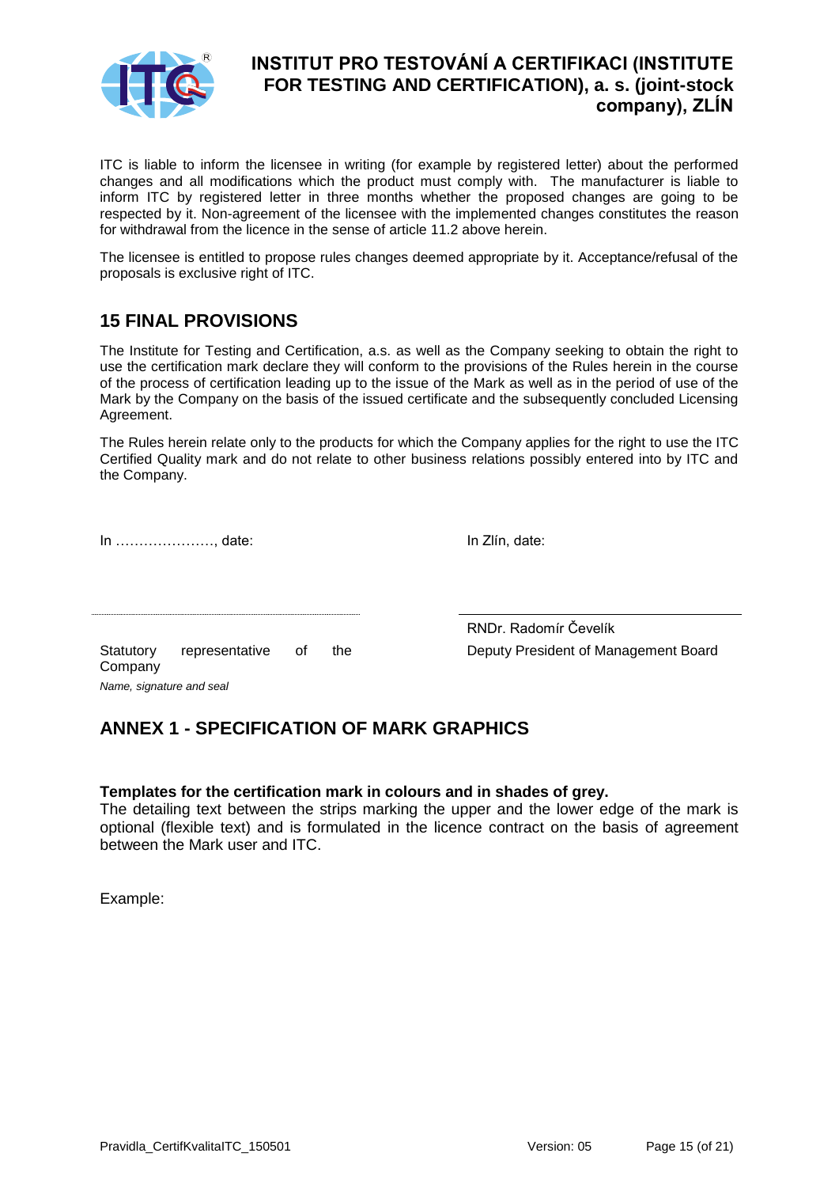ITC is liable to inform the licensee in writing (for example by registered letter) about the performed changes and all modifications which the product must comply with. The manufacturer is liable to inform ITC by registered letter in three months whether the proposed changes are going to be respected by it. Non-agreement of the licensee with the implemented changes constitutes the reason for withdrawal from the licence in the sense of article 11.2 above herein.

The licensee is entitled to propose rules changes deemed appropriate by it. Acceptance/refusal of the proposals is exclusive right of ITC.

## 15 FINAL PROVISIONS

The Institute for Testing and Certification, a.s. as well as the Company seeking to obtain the right to use the certification mark declare they will conform to the provisions of the Rules herein in the course of the process of certification leading up to the issue of the Mark as well as in the period of use of the Mark by the Company on the basis of the issued certificate and the subsequently concluded Licensing Agreement.

The Rules herein relate only to the products for which the Company applies for the right to use the ITC Certified Quality mark and do not relate to other business relations possibly entered into by ITC and the Company.

In …………………, date:

In Zlín, date:

Statutory representative of the Company

*Name, signature and seal*

RNDr. Radomír Čevelík

Deputy President of Management Board

## ANNEX 1 - SPECIFICATION OF MARK GRAPHICS

**Templates for the certification mark in colours and in shades of grey.**

The detailing text between the strips marking the upper and the lower edge of the mark is optional (flexible text) and is formulated in the licence contract on the basis of agreement between the Mark user and ITC.

Example: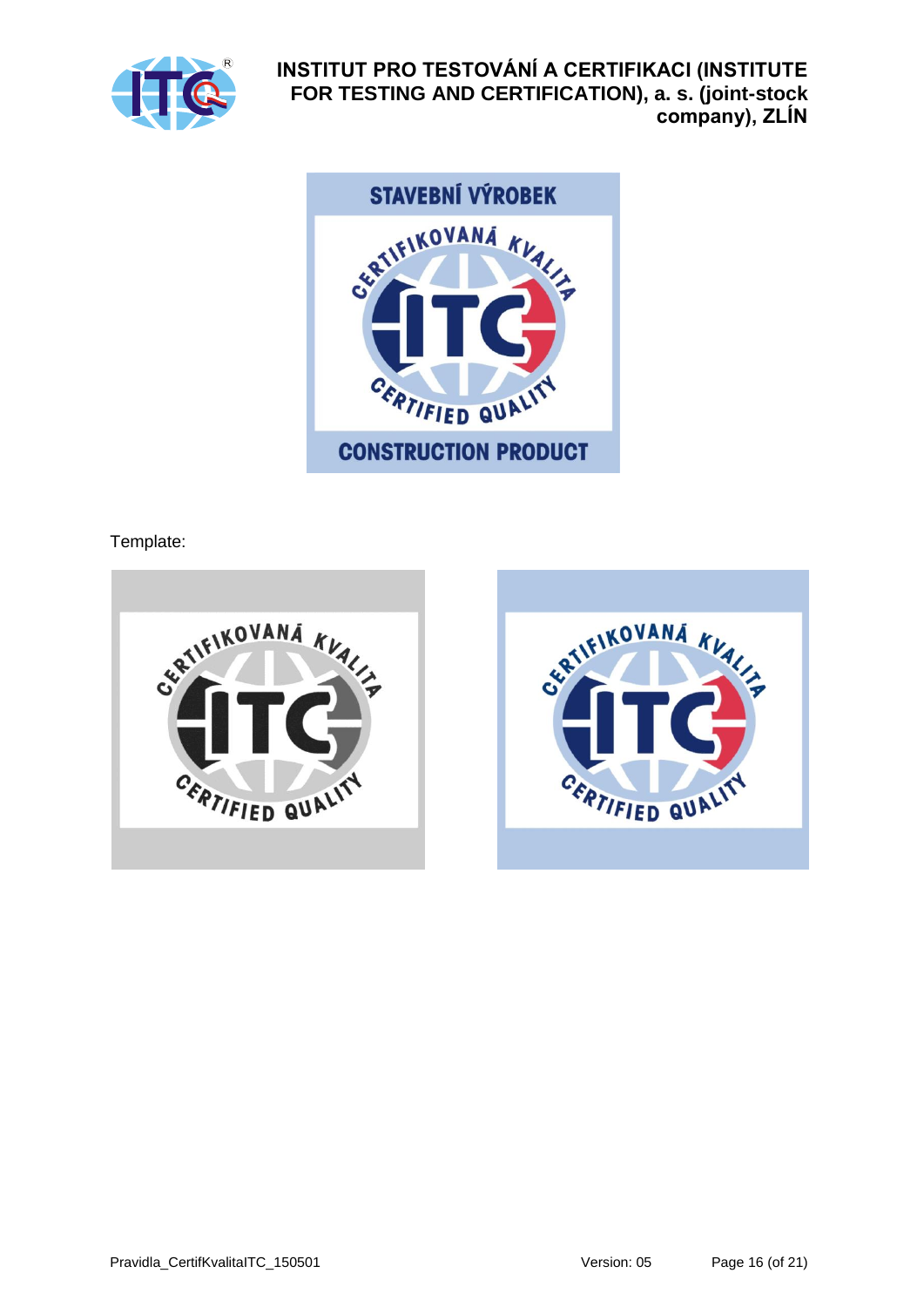STAVEBNÍ VÝROBEK

CERTIFIKOVANÁ KVALITA

ITC

CERTIFIED QUALITY

CONSTRUCTION PRODUCT

Template:

CERTIFIKOVANÁ KVALITA

ITC

CERTIFIED QUALITY

CERTIFIKOVANÁ KVALITA

ITC

CERTIFIED QUALITY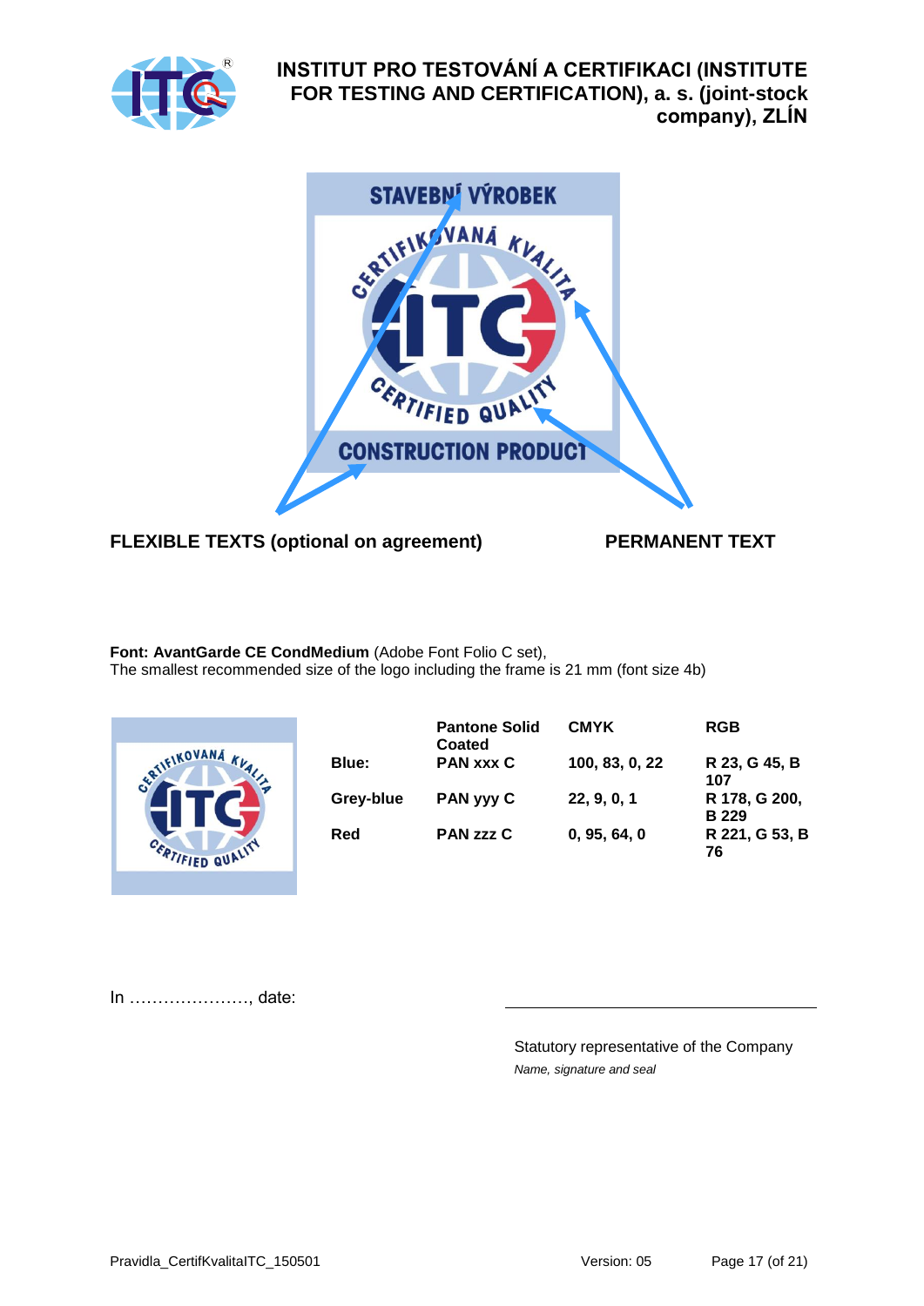**INSTITUT PRO TESTOVÁNÍ A CERTIFIKACI (INSTITUTE FOR TESTING AND CERTIFICATION), a. s. (joint-stock company), ZLÍN**

STAVEBNÍ VÝROBEK

CERTIFIKOVANÁ KVALITA

CERTIFIED QUALITY

CONSTRUCTION PRODUCT

**FLEXIBLE TEXTS (optional on agreement)** **PERMANENT TEXT**

**Font: AvantGarde CE CondMedium** (Adobe Font Folio C set),
The smallest recommended size of the logo including the frame is 21 mm (font size 4b)

CERTIFIKOVANÁ KVALITA

CERTIFIED QUALITY

| | Pantone Solid Coated | CMYK | RGB |
|---|---|---|---|
| **Blue:** | **PAN xxx C** | **100, 83, 0, 22** | **R 23, G 45, B 107** |
| **Grey-blue** | **PAN yyy C** | **22, 9, 0, 1** | **R 178, G 200, B 229** |
| **Red** | **PAN zzz C** | **0, 95, 64, 0** | **R 221, G 53, B 76** |

In …………………, date:

Statutory representative of the Company
*Name, signature and seal*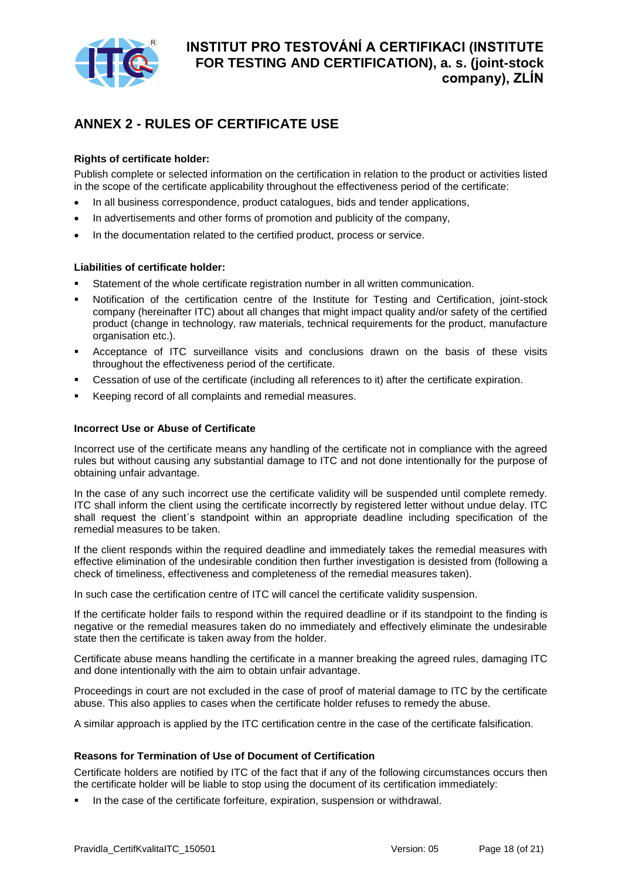## ANNEX 2 - RULES OF CERTIFICATE USE

**Rights of certificate holder:**

Publish complete or selected information on the certification in relation to the product or activities listed in the scope of the certificate applicability throughout the effectiveness period of the certificate:

- In all business correspondence, product catalogues, bids and tender applications,
- In advertisements and other forms of promotion and publicity of the company,
- In the documentation related to the certified product, process or service.

**Liabilities of certificate holder:**

- Statement of the whole certificate registration number in all written communication.
- Notification of the certification centre of the Institute for Testing and Certification, joint-stock company (hereinafter ITC) about all changes that might impact quality and/or safety of the certified product (change in technology, raw materials, technical requirements for the product, manufacture organisation etc.).
- Acceptance of ITC surveillance visits and conclusions drawn on the basis of these visits throughout the effectiveness period of the certificate.
- Cessation of use of the certificate (including all references to it) after the certificate expiration.
- Keeping record of all complaints and remedial measures.

**Incorrect Use or Abuse of Certificate**

Incorrect use of the certificate means any handling of the certificate not in compliance with the agreed rules but without causing any substantial damage to ITC and not done intentionally for the purpose of obtaining unfair advantage.

In the case of any such incorrect use the certificate validity will be suspended until complete remedy. ITC shall inform the client using the certificate incorrectly by registered letter without undue delay. ITC shall request the client´s standpoint within an appropriate deadline including specification of the remedial measures to be taken.

If the client responds within the required deadline and immediately takes the remedial measures with effective elimination of the undesirable condition then further investigation is desisted from (following a check of timeliness, effectiveness and completeness of the remedial measures taken).

In such case the certification centre of ITC will cancel the certificate validity suspension.

If the certificate holder fails to respond within the required deadline or if its standpoint to the finding is negative or the remedial measures taken do no immediately and effectively eliminate the undesirable state then the certificate is taken away from the holder.

Certificate abuse means handling the certificate in a manner breaking the agreed rules, damaging ITC and done intentionally with the aim to obtain unfair advantage.

Proceedings in court are not excluded in the case of proof of material damage to ITC by the certificate abuse. This also applies to cases when the certificate holder refuses to remedy the abuse.

A similar approach is applied by the ITC certification centre in the case of the certificate falsification.

**Reasons for Termination of Use of Document of Certification**

Certificate holders are notified by ITC of the fact that if any of the following circumstances occurs then the certificate holder will be liable to stop using the document of its certification immediately:

- In the case of the certificate forfeiture, expiration, suspension or withdrawal.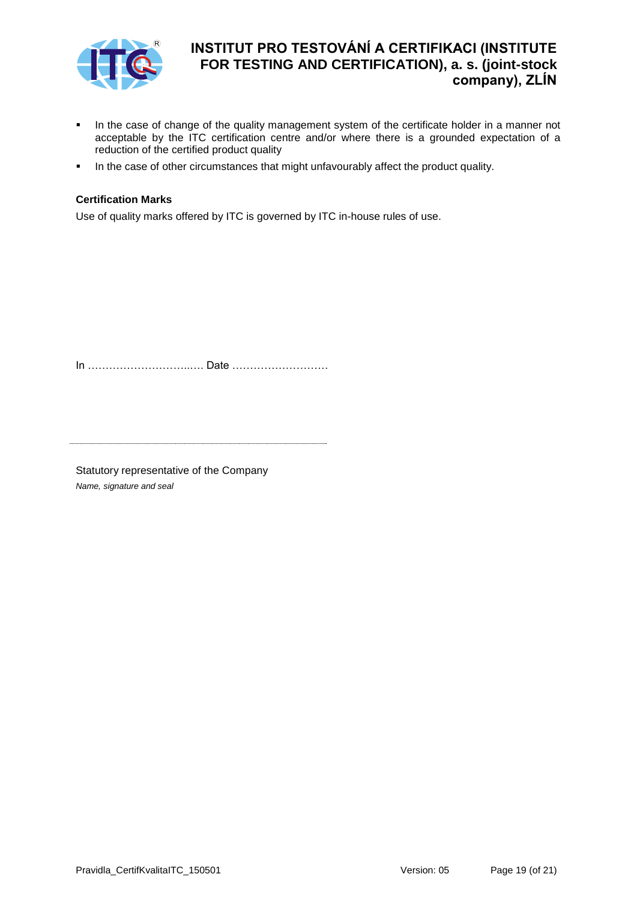- In the case of change of the quality management system of the certificate holder in a manner not acceptable by the ITC certification centre and/or where there is a grounded expectation of a reduction of the certified product quality
- In the case of other circumstances that might unfavourably affect the product quality.

**Certification Marks**

Use of quality marks offered by ITC is governed by ITC in-house rules of use.

In ……………………….…. Date ………………………

........................................................................................

Statutory representative of the Company

*Name, signature and seal*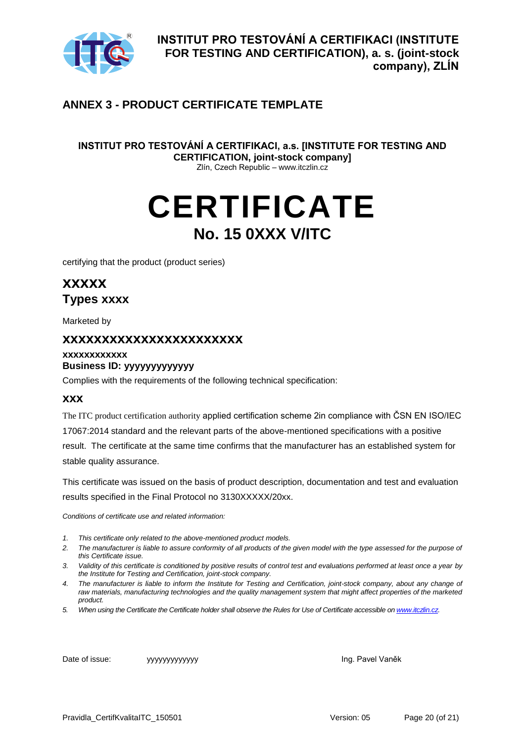## ANNEX 3 - PRODUCT CERTIFICATE TEMPLATE

**INSTITUT PRO TESTOVÁNÍ A CERTIFIKACI, a.s. [INSTITUTE FOR TESTING AND CERTIFICATION, joint-stock company]**
Zlín, Czech Republic – www.itczlin.cz

# CERTIFICATE

## No. 15 0XXX V/ITC

certifying that the product (product series)

### XXXXX
### Types xxxx

Marketed by

**XXXXXXXXXXXXXXXXXXXXXXX**

**xxxxxxxxxxxx**
**Business ID: yyyyyyyyyyyyy**

Complies with the requirements of the following technical specification:

**XXX**

The ITC product certification authority applied certification scheme 2in compliance with ČSN EN ISO/IEC 17067:2014 standard and the relevant parts of the above-mentioned specifications with a positive result. The certificate at the same time confirms that the manufacturer has an established system for stable quality assurance.

This certificate was issued on the basis of product description, documentation and test and evaluation results specified in the Final Protocol no 3130XXXXX/20xx.

*Conditions of certificate use and related information:*

1. *This certificate only related to the above-mentioned product models.*
2. *The manufacturer is liable to assure conformity of all products of the given model with the type assessed for the purpose of this Certificate issue.*
3. *Validity of this certificate is conditioned by positive results of control test and evaluations performed at least once a year by the Institute for Testing and Certification, joint-stock company.*
4. *The manufacturer is liable to inform the Institute for Testing and Certification, joint-stock company, about any change of raw materials, manufacturing technologies and the quality management system that might affect properties of the marketed product.*
5. *When using the Certificate the Certificate holder shall observe the Rules for Use of Certificate accessible on www.itczlin.cz.*

Date of issue: yyyyyyyyyyyy

Ing. Pavel Vaněk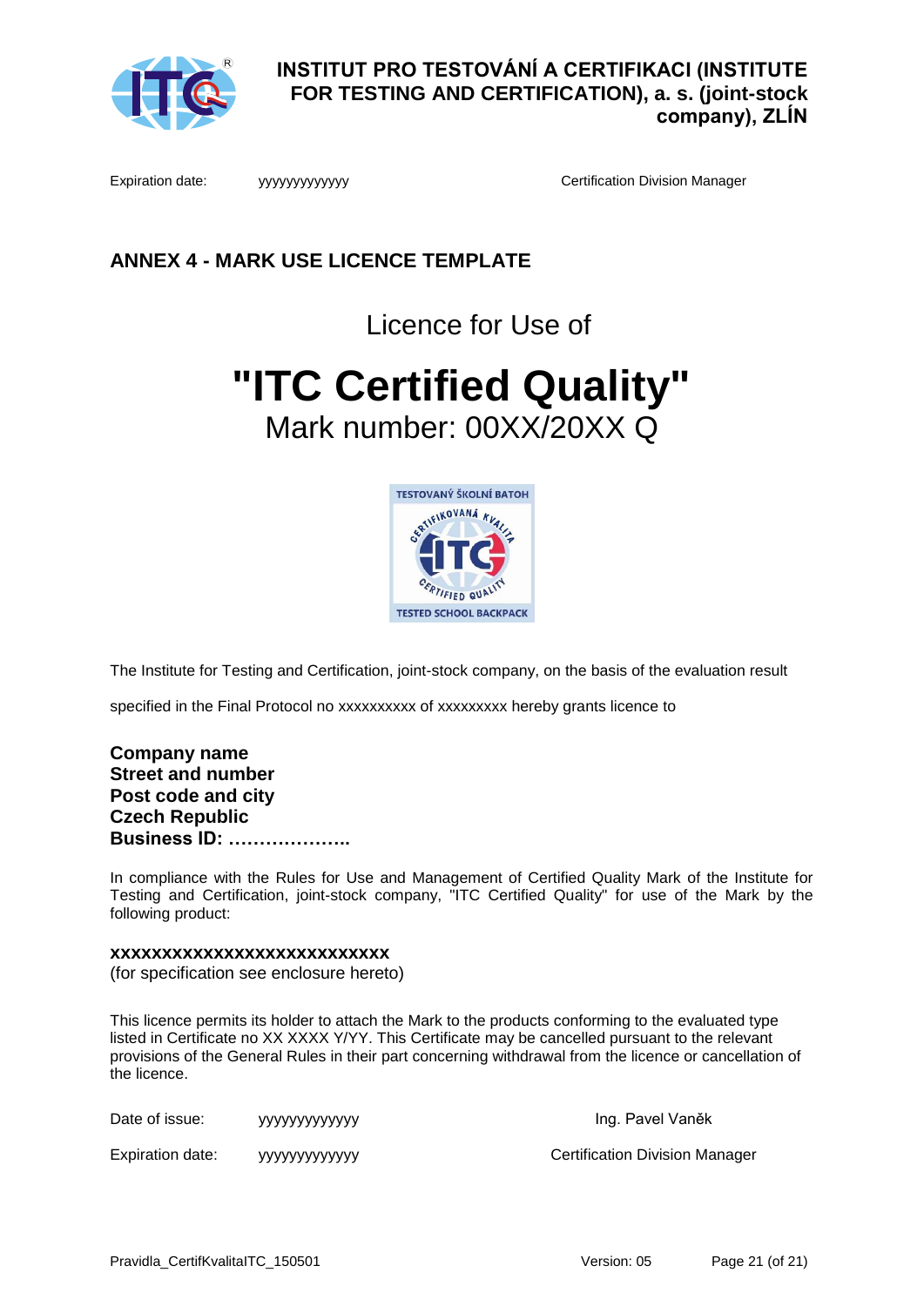Expiration date: yyyyyyyyyyyy Certification Division Manager

## ANNEX 4 - MARK USE LICENCE TEMPLATE

Licence for Use of

# "ITC Certified Quality"

Mark number: 00XX/20XX Q

The Institute for Testing and Certification, joint-stock company, on the basis of the evaluation result

specified in the Final Protocol no xxxxxxxxxx of xxxxxxxxx hereby grants licence to

**Company name**
**Street and number**
**Post code and city**
**Czech Republic**
**Business ID: ………………..**

In compliance with the Rules for Use and Management of Certified Quality Mark of the Institute for Testing and Certification, joint-stock company, "ITC Certified Quality" for use of the Mark by the following product:

**xxxxxxxxxxxxxxxxxxxxxxxxxxx**
(for specification see enclosure hereto)

This licence permits its holder to attach the Mark to the products conforming to the evaluated type listed in Certificate no XX XXXX Y/YY. This Certificate may be cancelled pursuant to the relevant provisions of the General Rules in their part concerning withdrawal from the licence or cancellation of the licence.

Date of issue: yyyyyyyyyyyy Ing. Pavel Vaněk

Expiration date: yyyyyyyyyyyy Certification Division Manager